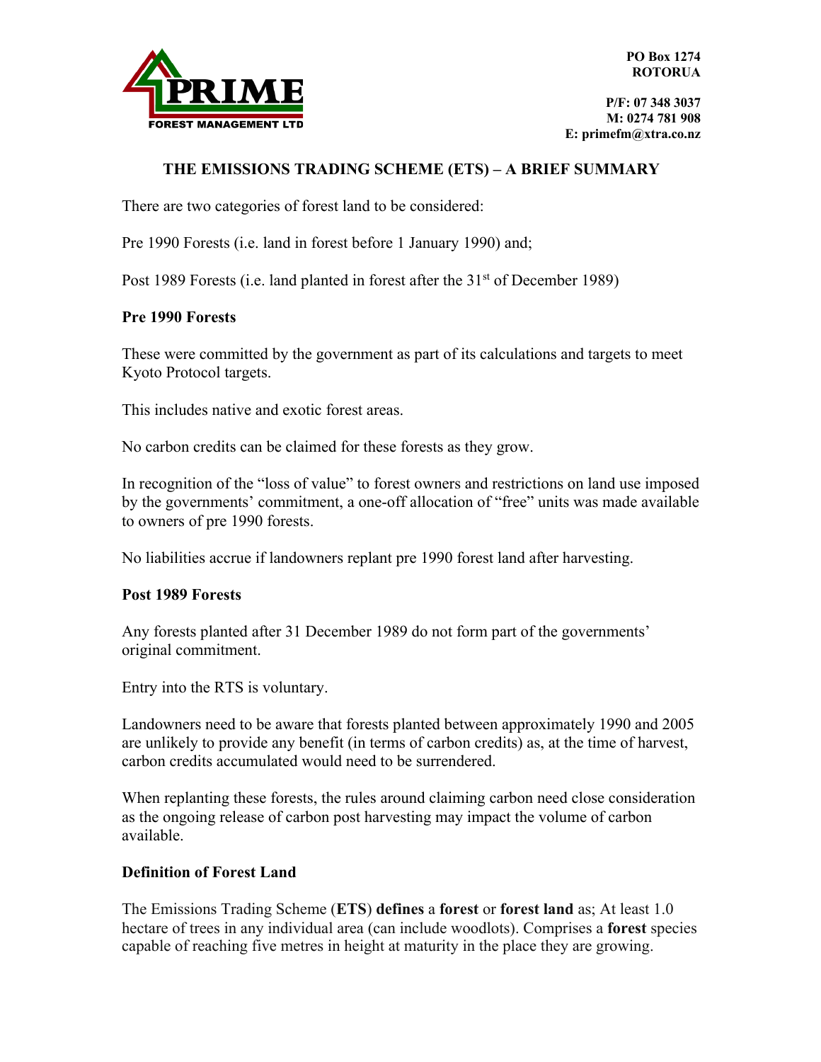**PRIME**
**FOREST MANAGEMENT LTD**

**PO Box 1274**
**ROTORUA**

**P/F: 07 348 3037**
**M: 0274 781 908**
**E: primefm@xtra.co.nz**

## THE EMISSIONS TRADING SCHEME (ETS) – A BRIEF SUMMARY

There are two categories of forest land to be considered:

Pre 1990 Forests (i.e. land in forest before 1 January 1990) and;

Post 1989 Forests (i.e. land planted in forest after the 31st of December 1989)

### Pre 1990 Forests

These were committed by the government as part of its calculations and targets to meet Kyoto Protocol targets.

This includes native and exotic forest areas.

No carbon credits can be claimed for these forests as they grow.

In recognition of the "loss of value" to forest owners and restrictions on land use imposed by the governments' commitment, a one-off allocation of "free" units was made available to owners of pre 1990 forests.

No liabilities accrue if landowners replant pre 1990 forest land after harvesting.

### Post 1989 Forests

Any forests planted after 31 December 1989 do not form part of the governments' original commitment.

Entry into the RTS is voluntary.

Landowners need to be aware that forests planted between approximately 1990 and 2005 are unlikely to provide any benefit (in terms of carbon credits) as, at the time of harvest, carbon credits accumulated would need to be surrendered.

When replanting these forests, the rules around claiming carbon need close consideration as the ongoing release of carbon post harvesting may impact the volume of carbon available.

### Definition of Forest Land

The Emissions Trading Scheme (**ETS**) **defines** a **forest** or **forest land** as; At least 1.0 hectare of trees in any individual area (can include woodlots). Comprises a **forest** species capable of reaching five metres in height at maturity in the place they are growing.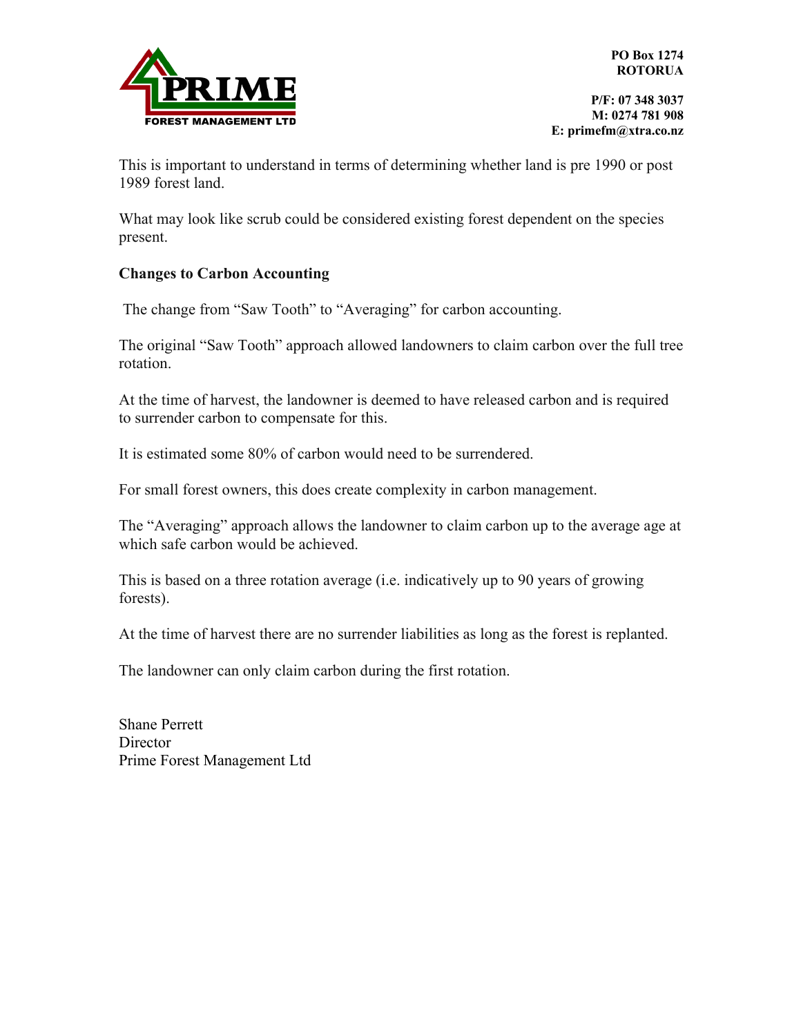PO Box 1274
ROTORUA

P/F: 07 348 3037
M: 0274 781 908
E: primefm@xtra.co.nz

This is important to understand in terms of determining whether land is pre 1990 or post 1989 forest land.

What may look like scrub could be considered existing forest dependent on the species present.

**Changes to Carbon Accounting**

The change from "Saw Tooth" to "Averaging" for carbon accounting.

The original "Saw Tooth" approach allowed landowners to claim carbon over the full tree rotation.

At the time of harvest, the landowner is deemed to have released carbon and is required to surrender carbon to compensate for this.

It is estimated some 80% of carbon would need to be surrendered.

For small forest owners, this does create complexity in carbon management.

The "Averaging" approach allows the landowner to claim carbon up to the average age at which safe carbon would be achieved.

This is based on a three rotation average (i.e. indicatively up to 90 years of growing forests).

At the time of harvest there are no surrender liabilities as long as the forest is replanted.

The landowner can only claim carbon during the first rotation.

Shane Perrett
Director
Prime Forest Management Ltd